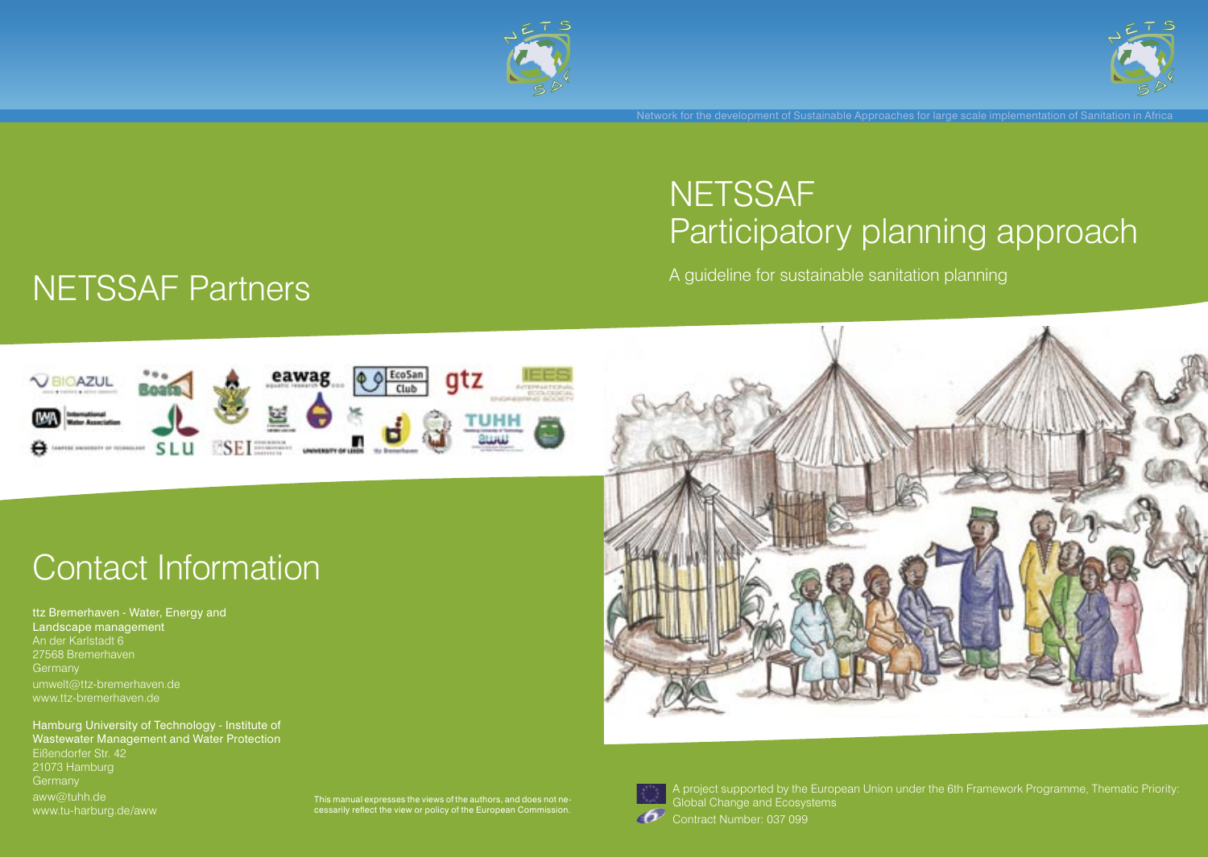Network for the development of Sustainable Approaches for large scale implementation of Sanitation in Africa

# NETSSAF Participatory planning approach

A guideline for sustainable sanitation planning

## NETSSAF Partners

## Contact Information

ttz Bremerhaven - Water, Energy and Landscape management
An der Karlstadt 6
27568 Bremerhaven
Germany
umwelt@ttz-bremerhaven.de
www.ttz-bremerhaven.de

Hamburg University of Technology - Institute of Wastewater Management and Water Protection
Eißendorfer Str. 42
21073 Hamburg
Germany
aww@tuhh.de
www.tu-harburg.de/aww

This manual expresses the views of the authors, and does not necessarily reflect the view or policy of the European Commission.

A project supported by the European Union under the 6th Framework Programme, Thematic Priority: Global Change and Ecosystems
Contract Number: 037 099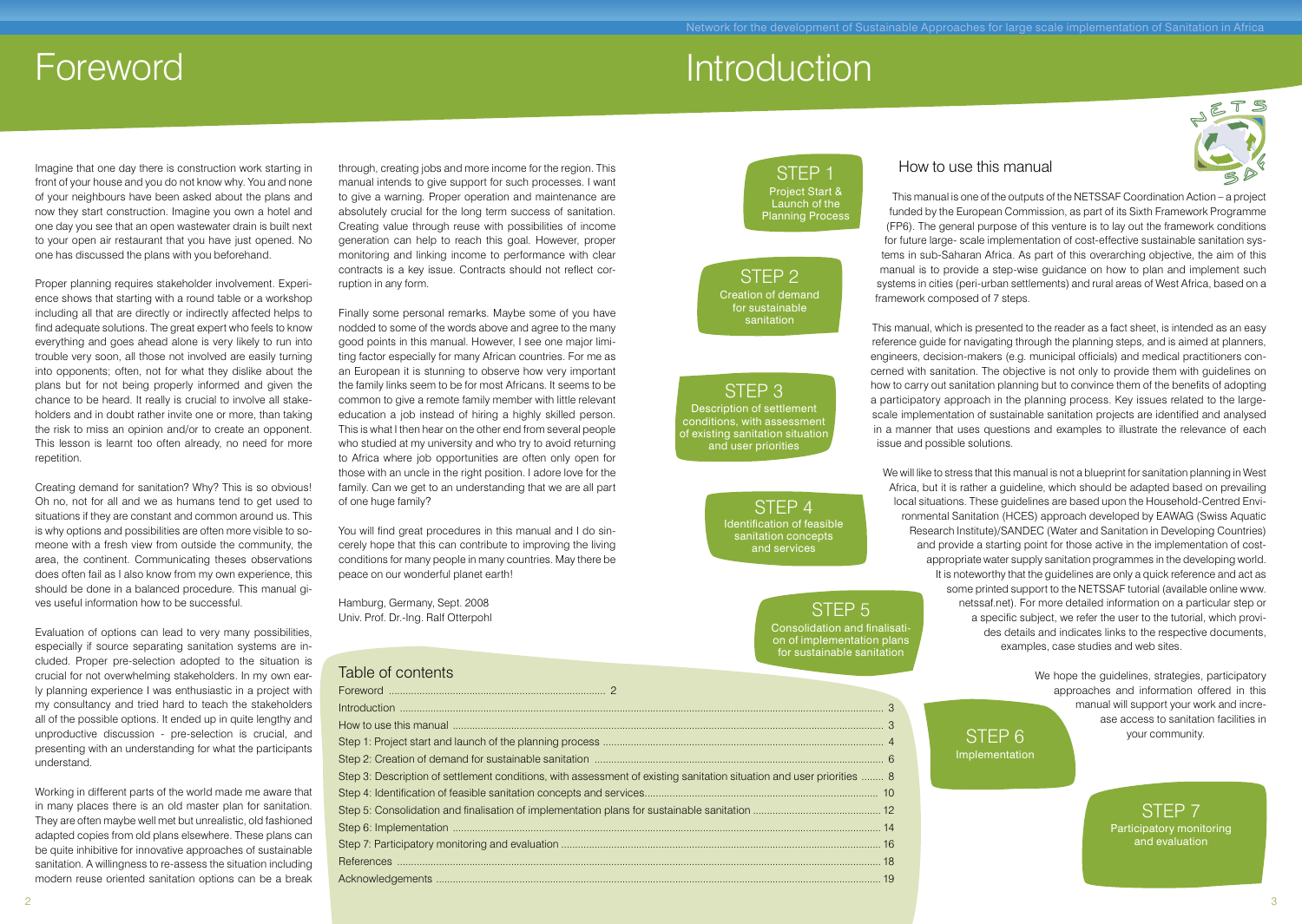# Foreword

Imagine that one day there is construction work starting in front of your house and you do not know why. You and none of your neighbours have been asked about the plans and now they start construction. Imagine you own a hotel and one day you see that an open wastewater drain is built next to your open air restaurant that you have just opened. No one has discussed the plans with you beforehand.

Proper planning requires stakeholder involvement. Experience shows that starting with a round table or a workshop including all that are directly or indirectly affected helps to find adequate solutions. The great expert who feels to know everything and goes ahead alone is very likely to run into trouble very soon, all those not involved are easily turning into opponents; often, not for what they dislike about the plans but for not being properly informed and given the chance to be heard. It really is crucial to involve all stakeholders and in doubt rather invite one or more, than taking the risk to miss an opinion and/or to create an opponent. This lesson is learnt too often already, no need for more repetition.

Creating demand for sanitation? Why? This is so obvious! Oh no, not for all and we as humans tend to get used to situations if they are constant and common around us. This is why options and possibilities are often more visible to someone with a fresh view from outside the community, the area, the continent. Communicating theses observations does often fail as I also know from my own experience, this should be done in a balanced procedure. This manual gives useful information how to be successful.

Evaluation of options can lead to very many possibilities, especially if source separating sanitation systems are included. Proper pre-selection adopted to the situation is crucial for not overwhelming stakeholders. In my own early planning experience I was enthusiastic in a project with my consultancy and tried hard to teach the stakeholders all of the possible options. It ended up in quite lengthy and unproductive discussion - pre-selection is crucial, and presenting with an understanding for what the participants understand.

Working in different parts of the world made me aware that in many places there is an old master plan for sanitation. They are often maybe well met but unrealistic, old fashioned adapted copies from old plans elsewhere. These plans can be quite inhibitive for innovative approaches of sustainable sanitation. A willingness to re-assess the situation including modern reuse oriented sanitation options can be a break through, creating jobs and more income for the region. This manual intends to give support for such processes. I want to give a warning. Proper operation and maintenance are absolutely crucial for the long term success of sanitation. Creating value through reuse with possibilities of income generation can help to reach this goal. However, proper monitoring and linking income to performance with clear contracts is a key issue. Contracts should not reflect corruption in any form.

Finally some personal remarks. Maybe some of you have nodded to some of the words above and agree to the many good points in this manual. However, I see one major limiting factor especially for many African countries. For me as an European it is stunning to observe how very important the family links seem to be for most Africans. It seems to be common to give a remote family member with little relevant education a job instead of hiring a highly skilled person. This is what I then hear on the other end from several people who studied at my university and who try to avoid returning to Africa where job opportunities are often only open for those with an uncle in the right position. I adore love for the family. Can we get to an understanding that we are all part of one huge family?

You will find great procedures in this manual and I do sincerely hope that this can contribute to improving the living conditions for many people in many countries. May there be peace on our wonderful planet earth!

Hamburg, Germany, Sept. 2008
Univ. Prof. Dr.-Ing. Ralf Otterpohl

## Table of contents

| | |
|---|---|
| Foreword | 2 |
| Introduction | 3 |
| How to use this manual | 3 |
| Step 1: Project start and launch of the planning process | 4 |
| Step 2: Creation of demand for sustainable sanitation | 6 |
| Step 3: Description of settlement conditions, with assessment of existing sanitation situation and user priorities | 8 |
| Step 4: Identification of feasible sanitation concepts and services | 10 |
| Step 5: Consolidation and finalisation of implementation plans for sustainable sanitation | 12 |
| Step 6: Implementation | 14 |
| Step 7: Participatory monitoring and evaluation | 16 |
| References | 18 |
| Acknowledgements | 19 |

# Introduction

STEP 1
Project Start & Launch of the Planning Process

STEP 2
Creation of demand for sustainable sanitation

STEP 3
Description of settlement conditions, with assessment of existing sanitation situation and user priorities

STEP 4
Identification of feasible sanitation concepts and services

STEP 5
Consolidation and finalisation of implementation plans for sustainable sanitation

STEP 6
Implementation

STEP 7
Participatory monitoring and evaluation

## How to use this manual

This manual is one of the outputs of the NETSSAF Coordination Action – a project funded by the European Commission, as part of its Sixth Framework Programme (FP6). The general purpose of this venture is to lay out the framework conditions for future large- scale implementation of cost-effective sustainable sanitation systems in sub-Saharan Africa. As part of this overarching objective, the aim of this manual is to provide a step-wise guidance on how to plan and implement such systems in cities (peri-urban settlements) and rural areas of West Africa, based on a framework composed of 7 steps.

This manual, which is presented to the reader as a fact sheet, is intended as an easy reference guide for navigating through the planning steps, and is aimed at planners, engineers, decision-makers (e.g. municipal officials) and medical practitioners concerned with sanitation. The objective is not only to provide them with guidelines on how to carry out sanitation planning but to convince them of the benefits of adopting a participatory approach in the planning process. Key issues related to the large-scale implementation of sustainable sanitation projects are identified and analysed in a manner that uses questions and examples to illustrate the relevance of each issue and possible solutions.

We will like to stress that this manual is not a blueprint for sanitation planning in West Africa, but it is rather a guideline, which should be adapted based on prevailing local situations. These guidelines are based upon the Household-Centred Environmental Sanitation (HCES) approach developed by EAWAG (Swiss Aquatic Research Institute)/SANDEC (Water and Sanitation in Developing Countries) and provide a starting point for those active in the implementation of cost-appropriate water supply sanitation programmes in the developing world. It is noteworthy that the guidelines are only a quick reference and act as some printed support to the NETSSAF tutorial (available online www.netssaf.net). For more detailed information on a particular step or a specific subject, we refer the user to the tutorial, which provides details and indicates links to the respective documents, examples, case studies and web sites.

We hope the guidelines, strategies, participatory approaches and information offered in this manual will support your work and increase access to sanitation facilities in your community.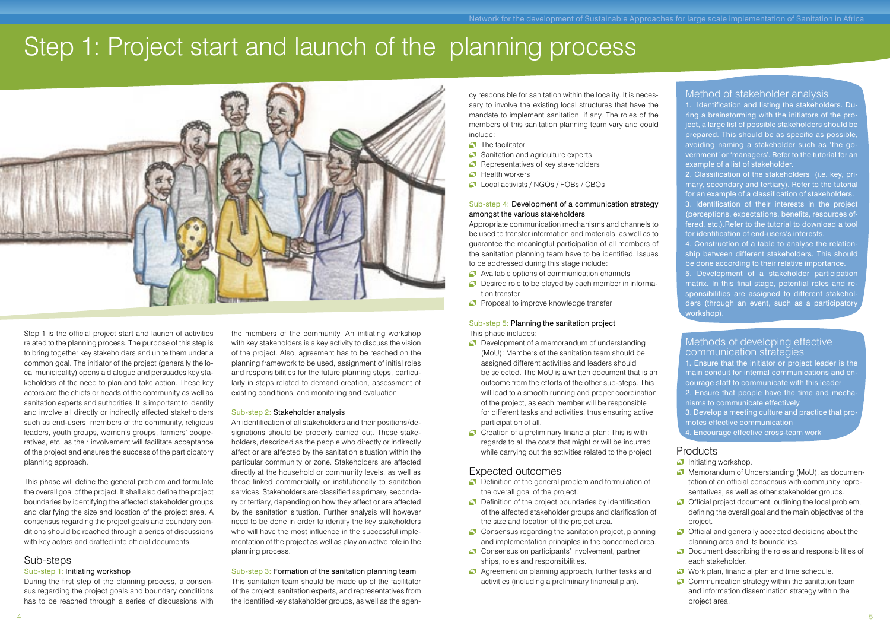# Step 1: Project start and launch of the planning process

Step 1 is the official project start and launch of activities related to the planning process. The purpose of this step is to bring together key stakeholders and unite them under a common goal. The initiator of the project (generally the local municipality) opens a dialogue and persuades key stakeholders of the need to plan and take action. These key actors are the chiefs or heads of the community as well as sanitation experts and authorities. It is important to identify and involve all directly or indirectly affected stakeholders such as end-users, members of the community, religious leaders, youth groups, women's groups, farmers' cooperatives, etc. as their involvement will facilitate acceptance of the project and ensures the success of the participatory planning approach.

This phase will define the general problem and formulate the overall goal of the project. It shall also define the project boundaries by identifying the affected stakeholder groups and clarifying the size and location of the project area. A consensus regarding the project goals and boundary conditions should be reached through a series of discussions with key actors and drafted into official documents.

## Sub-steps

### Sub-step 1: Initiating workshop

During the first step of the planning process, a consensus regarding the project goals and boundary conditions has to be reached through a series of discussions with the members of the community. An initiating workshop with key stakeholders is a key activity to discuss the vision of the project. Also, agreement has to be reached on the planning framework to be used, assignment of initial roles and responsibilities for the future planning steps, particularly in steps related to demand creation, assessment of existing conditions, and monitoring and evaluation.

### Sub-step 2: Stakeholder analysis

An identification of all stakeholders and their positions/designations should be properly carried out. These stakeholders, described as the people who directly or indirectly affect or are affected by the sanitation situation within the particular community or zone. Stakeholders are affected directly at the household or community levels, as well as those linked commercially or institutionally to sanitation services. Stakeholders are classified as primary, secondary or tertiary, depending on how they affect or are affected by the sanitation situation. Further analysis will however need to be done in order to identify the key stakeholders who will have the most influence in the successful implementation of the project as well as play an active role in the planning process.

### Sub-step 3: Formation of the sanitation planning team

This sanitation team should be made up of the facilitator of the project, sanitation experts, and representatives from the identified key stakeholder groups, as well as the agency responsible for sanitation within the locality. It is necessary to involve the existing local structures that have the mandate to implement sanitation, if any. The roles of the members of this sanitation planning team vary and could include:

- The facilitator
- Sanitation and agriculture experts
- Representatives of key stakeholders
- Health workers
- Local activists / NGOs / FOBs / CBOs

### Sub-step 4: Development of a communication strategy amongst the various stakeholders

Appropriate communication mechanisms and channels to be used to transfer information and materials, as well as to guarantee the meaningful participation of all members of the sanitation planning team have to be identified. Issues to be addressed during this stage include:

- Available options of communication channels
- Desired role to be played by each member in information transfer
- Proposal to improve knowledge transfer

### Sub-step 5: Planning the sanitation project

This phase includes:

- Development of a memorandum of understanding (MoU): Members of the sanitation team should be assigned different activities and leaders should be selected. The MoU is a written document that is an outcome from the efforts of the other sub-steps. This will lead to a smooth running and proper coordination of the project, as each member will be responsible for different tasks and activities, thus ensuring active participation of all.
- Creation of a preliminary financial plan: This is with regards to all the costs that might or will be incurred while carrying out the activities related to the project

## Expected outcomes

- Definition of the general problem and formulation of the overall goal of the project.
- Definition of the project boundaries by identification of the affected stakeholder groups and clarification of the size and location of the project area.
- Consensus regarding the sanitation project, planning and implementation principles in the concerned area.
- Consensus on participants' involvement, partnerships, roles and responsibilities.
- Agreement on planning approach, further tasks and activities (including a preliminary financial plan).

## Method of stakeholder analysis

1. Identification and listing the stakeholders. During a brainstorming with the initiators of the project, a large list of possible stakeholders should be prepared. This should be as specific as possible, avoiding naming a stakeholder such as 'the government' or 'managers'. Refer to the tutorial for an example of a list of stakeholder.
2. Classification of the stakeholders (i.e. key, primary, secondary and tertiary). Refer to the tutorial for an example of a classification of stakeholders.
3. Identification of their interests in the project (perceptions, expectations, benefits, resources offered, etc.).Refer to the tutorial to download a tool for identification of end-users's interests.
4. Construction of a table to analyse the relationship between different stakeholders. This should be done according to their relative importance.
5. Development of a stakeholder participation matrix. In this final stage, potential roles and responsibilities are assigned to different stakeholders (through an event, such as a participatory workshop).

## Methods of developing effective communication strategies

1. Ensure that the initiator or project leader is the main conduit for internal communications and encourage staff to communicate with this leader
2. Ensure that people have the time and mechanisms to communicate effectively
3. Develop a meeting culture and practice that promotes effective communication
4. Encourage effective cross-team work

## Products

- Initiating workshop.
- Memorandum of Understanding (MoU), as documentation of an official consensus with community representatives, as well as other stakeholder groups.
- Official project document, outlining the local problem, defining the overall goal and the main objectives of the project.
- Official and generally accepted decisions about the planning area and its boundaries.
- Document describing the roles and responsibilities of each stakeholder.
- Work plan, financial plan and time schedule.
- Communication strategy within the sanitation team and information dissemination strategy within the project area.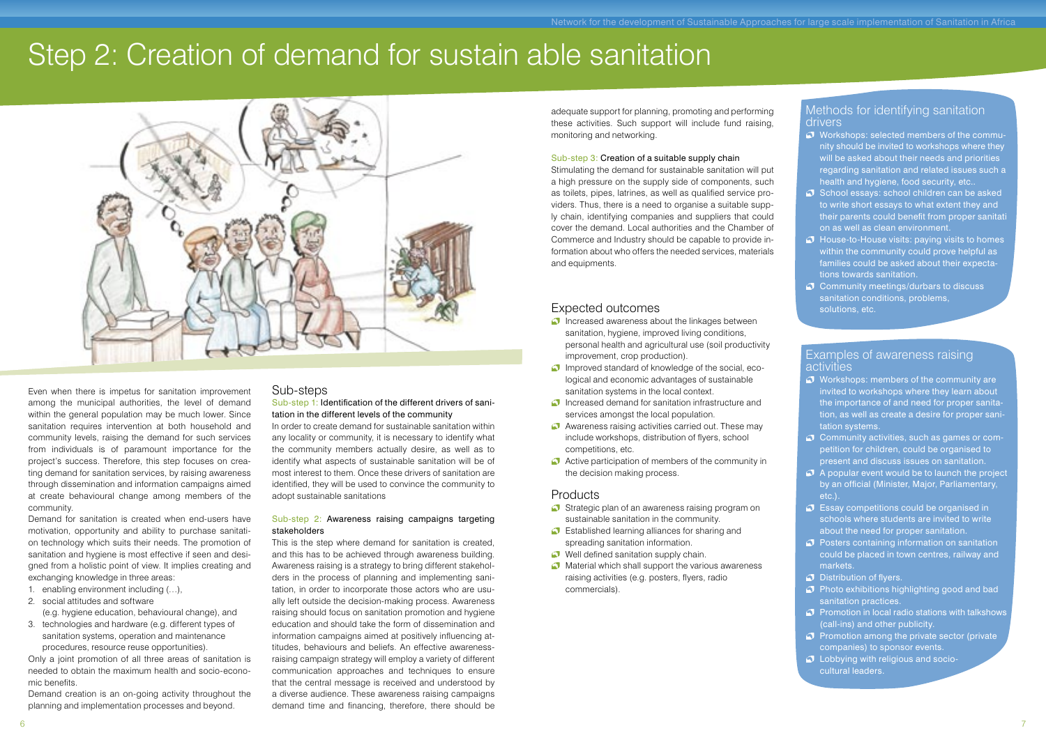# Step 2: Creation of demand for sustain able sanitation

Even when there is impetus for sanitation improvement among the municipal authorities, the level of demand within the general population may be much lower. Since sanitation requires intervention at both household and community levels, raising the demand for such services from individuals is of paramount importance for the project's success. Therefore, this step focuses on creating demand for sanitation services, by raising awareness through dissemination and information campaigns aimed at create behavioural change among members of the community.

Demand for sanitation is created when end-users have motivation, opportunity and ability to purchase sanitation technology which suits their needs. The promotion of sanitation and hygiene is most effective if seen and designed from a holistic point of view. It implies creating and exchanging knowledge in three areas:

1. enabling environment including (…),
2. social attitudes and software (e.g. hygiene education, behavioural change), and
3. technologies and hardware (e.g. different types of sanitation systems, operation and maintenance procedures, resource reuse opportunities).

Only a joint promotion of all three areas of sanitation is needed to obtain the maximum health and socio-economic benefits.

Demand creation is an on-going activity throughout the planning and implementation processes and beyond.

## Sub-steps

### Sub-step 1: Identification of the different drivers of sanitation in the different levels of the community

In order to create demand for sustainable sanitation within any locality or community, it is necessary to identify what the community members actually desire, as well as to identify what aspects of sustainable sanitation will be of most interest to them. Once these drivers of sanitation are identified, they will be used to convince the community to adopt sustainable sanitations

### Sub-step 2: Awareness raising campaigns targeting stakeholders

This is the step where demand for sanitation is created, and this has to be achieved through awareness building. Awareness raising is a strategy to bring different stakeholders in the process of planning and implementing sanitation, in order to incorporate those actors who are usually left outside the decision-making process. Awareness raising should focus on sanitation promotion and hygiene education and should take the form of dissemination and information campaigns aimed at positively influencing attitudes, behaviours and beliefs. An effective awareness-raising campaign strategy will employ a variety of different communication approaches and techniques to ensure that the central message is received and understood by a diverse audience. These awareness raising campaigns demand time and financing, therefore, there should be adequate support for planning, promoting and performing these activities. Such support will include fund raising, monitoring and networking.

### Sub-step 3: Creation of a suitable supply chain

Stimulating the demand for sustainable sanitation will put a high pressure on the supply side of components, such as toilets, pipes, latrines, as well as qualified service providers. Thus, there is a need to organise a suitable supply chain, identifying companies and suppliers that could cover the demand. Local authorities and the Chamber of Commerce and Industry should be capable to provide information about who offers the needed services, materials and equipments.

## Expected outcomes

- Increased awareness about the linkages between sanitation, hygiene, improved living conditions, personal health and agricultural use (soil productivity improvement, crop production).
- Improved standard of knowledge of the social, ecological and economic advantages of sustainable sanitation systems in the local context.
- Increased demand for sanitation infrastructure and services amongst the local population.
- Awareness raising activities carried out. These may include workshops, distribution of flyers, school competitions, etc.
- Active participation of members of the community in the decision making process.

## Products

- Strategic plan of an awareness raising program on sustainable sanitation in the community.
- Established learning alliances for sharing and spreading sanitation information.
- Well defined sanitation supply chain.
- Material which shall support the various awareness raising activities (e.g. posters, flyers, radio commercials).

## Methods for identifying sanitation drivers

- Workshops: selected members of the community should be invited to workshops where they will be asked about their needs and priorities regarding sanitation and related issues such a health and hygiene, food security, etc..
- School essays: school children can be asked to write short essays to what extent they and their parents could benefit from proper sanitati on as well as clean environment.
- House-to-House visits: paying visits to homes within the community could prove helpful as families could be asked about their expectations towards sanitation.
- Community meetings/durbars to discuss sanitation conditions, problems, solutions, etc.

## Examples of awareness raising activities

- Workshops: members of the community are invited to workshops where they learn about the importance of and need for proper sanitation, as well as create a desire for proper sanitation systems.
- Community activities, such as games or competition for children, could be organised to present and discuss issues on sanitation.
- A popular event would be to launch the project by an official (Minister, Major, Parliamentary, etc.).
- Essay competitions could be organised in schools where students are invited to write about the need for proper sanitation.
- Posters containing information on sanitation could be placed in town centres, railway and markets.
- Distribution of flyers.
- Photo exhibitions highlighting good and bad sanitation practices.
- Promotion in local radio stations with talkshows (call-ins) and other publicity.
- Promotion among the private sector (private companies) to sponsor events.
- Lobbying with religious and socio-cultural leaders.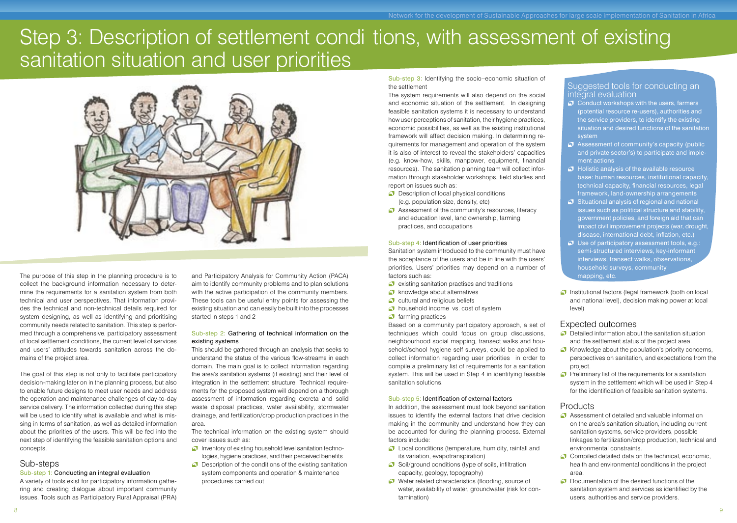# Step 3: Description of settlement conditions, with assessment of existing sanitation situation and user priorities

The purpose of this step in the planning procedure is to collect the background information necessary to determine the requirements for a sanitation system from both technical and user perspectives. That information provides the technical and non-technical details required for system designing, as well as identifying and prioritising community needs related to sanitation. This step is performed through a comprehensive, participatory assessment of local settlement conditions, the current level of services and users' attitudes towards sanitation across the domains of the project area.

The goal of this step is not only to facilitate participatory decision-making later on in the planning process, but also to enable future designs to meet user needs and address the operation and maintenance challenges of day-to-day service delivery. The information collected during this step will be used to identify what is available and what is missing in terms of sanitation, as well as detailed information about the priorities of the users. This will be fed into the next step of identifying the feasible sanitation options and concepts.

## Sub-steps

### Sub-step 1: Conducting an integral evaluation

A variety of tools exist for participatory information gathering and creating dialogue about important community issues. Tools such as Participatory Rural Appraisal (PRA) and Participatory Analysis for Community Action (PACA) aim to identify community problems and to plan solutions with the active participation of the community members. These tools can be useful entry points for assessing the existing situation and can easily be built into the processes started in steps 1 and 2

### Sub-step 2: Gathering of technical information on the existing systems

This should be gathered through an analysis that seeks to understand the status of the various flow-streams in each domain. The main goal is to collect information regarding the area's sanitation systems (if existing) and their level of integration in the settlement structure. Technical requirements for the proposed system will depend on a thorough assessment of information regarding excreta and solid waste disposal practices, water availability, stormwater drainage, and fertilization/crop production practices in the area.

The technical information on the existing system should cover issues such as:

- Inventory of existing household level sanitation technologies, hygiene practices, and their perceived benefits
- Description of the conditions of the existing sanitation system components and operation & maintenance procedures carried out

### Sub-step 3: Identifying the socio–economic situation of the settlement

The system requirements will also depend on the social and economic situation of the settlement. In designing feasible sanitation systems it is necessary to understand how user perceptions of sanitation, their hygiene practices, economic possibilities, as well as the existing institutional framework will affect decision making. In determining requirements for management and operation of the system it is also of interest to reveal the stakeholders' capacities (e.g. know-how, skills, manpower, equipment, financial resources). The sanitation planning team will collect information through stakeholder workshops, field studies and report on issues such as:

- Description of local physical conditions (e.g. population size, density, etc)
- Assessment of the community's resources, literacy and education level, land ownership, farming practices, and occupations

### Sub-step 4: Identification of user priorities

Sanitation system introduced to the community must have the acceptance of the users and be in line with the users' priorities. Users' priorities may depend on a number of factors such as:

- existing sanitation practises and traditions
- knowledge about alternatives
- cultural and religious beliefs
- household income vs. cost of system
- farming practices

Based on a community participatory approach, a set of techniques which could focus on group discussions, neighbourhood social mapping, transect walks and household/school hygiene self surveys, could be applied to collect information regarding user priorities in order to compile a preliminary list of requirements for a sanitation system. This will be used in Step 4 in identifying feasible sanitation solutions.

### Sub-step 5: Identification of external factors

In addition, the assessment must look beyond sanitation issues to identify the external factors that drive decision making in the community and understand how they can be accounted for during the planning process. External factors include:

- Local conditions (temperature, humidity, rainfall and its variation, evapotranspiration)
- Soil/ground conditions (type of soils, infiltration capacity, geology, topography)
- Water related characteristics (flooding, source of water, availability of water, groundwater (risk for contamination)
- Institutional factors (legal framework (both on local and national level), decision making power at local level)

### Suggested tools for conducting an integral evaluation

- Conduct workshops with the users, farmers (potential resource re-users), authorities and the service providers, to identify the existing situation and desired functions of the sanitation system
- Assessment of community's capacity (public and private sector's) to participate and implement actions
- Holistic analysis of the available resource base: human resources, institutional capacity, technical capacity, financial resources, legal framework, land-ownership arrangements
- Situational analysis of regional and national issues such as political structure and stability, government policies, and foreign aid that can impact civil improvement projects (war, drought, disease, international debt, inflation, etc.)
- Use of participatory assessment tools, e.g.: semi-structured interviews, key-informant interviews, transect walks, observations, household surveys, community mapping, etc.

## Expected outcomes

- Detailed information about the sanitation situation and the settlement status of the project area.
- Knowledge about the population's priority concerns, perspectives on sanitation, and expectations from the project.
- Preliminary list of the requirements for a sanitation system in the settlement which will be used in Step 4 for the identification of feasible sanitation systems.

## Products

- Assessment of detailed and valuable information on the area's sanitation situation, including current sanitation systems, service providers, possible linkages to fertilization/crop production, technical and environmental constraints.
- Compiled detailed data on the technical, economic, health and environmental conditions in the project area.
- Documentation of the desired functions of the sanitation system and services as identified by the users, authorities and service providers.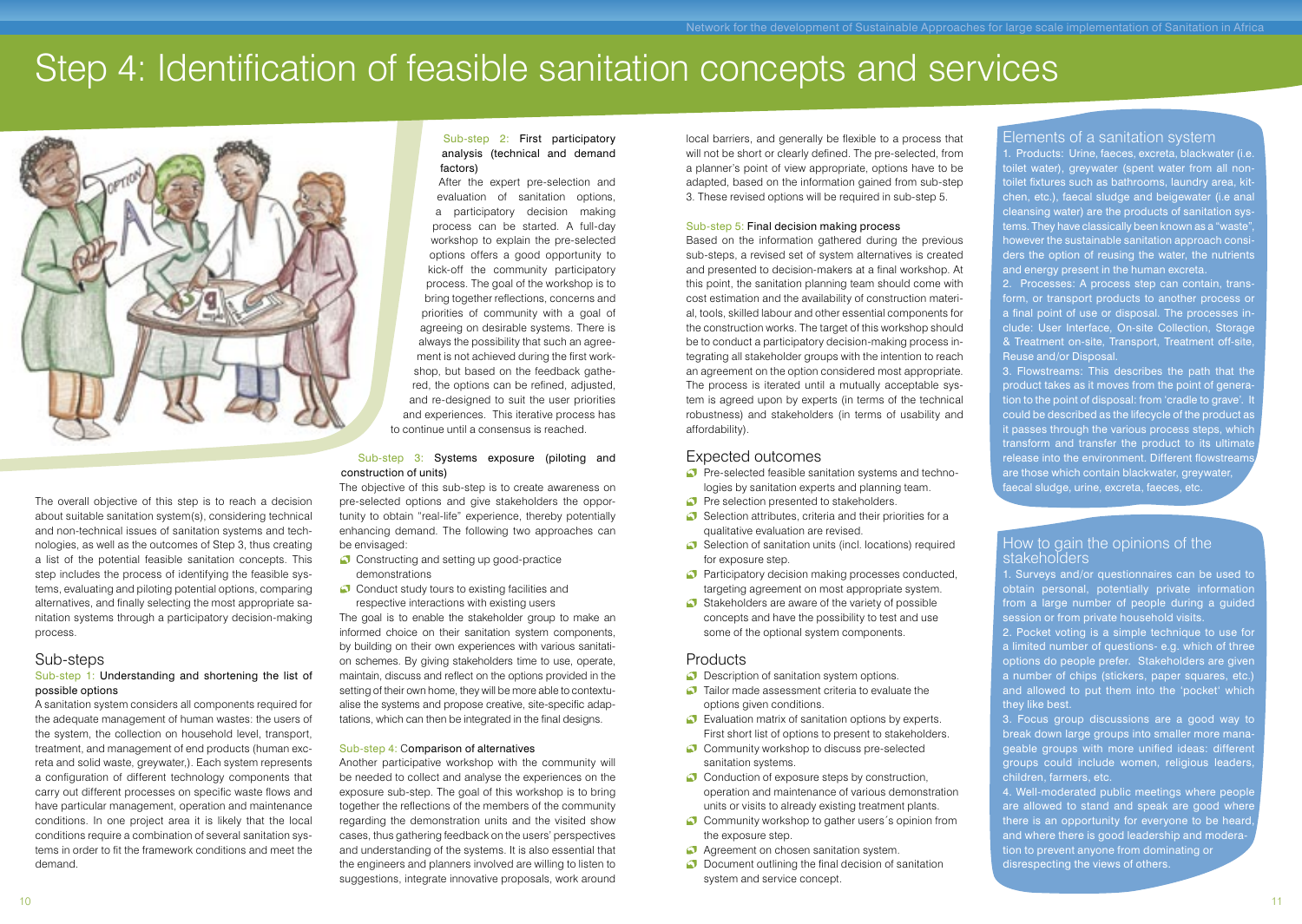# Step 4: Identification of feasible sanitation concepts and services

The overall objective of this step is to reach a decision about suitable sanitation system(s), considering technical and non-technical issues of sanitation systems and technologies, as well as the outcomes of Step 3, thus creating a list of the potential feasible sanitation concepts. This step includes the process of identifying the feasible systems, evaluating and piloting potential options, comparing alternatives, and finally selecting the most appropriate sanitation systems through a participatory decision-making process.

## Sub-steps

### Sub-step 1: Understanding and shortening the list of possible options

A sanitation system considers all components required for the adequate management of human wastes: the users of the system, the collection on household level, transport, treatment, and management of end products (human excreta and solid waste, greywater,). Each system represents a configuration of different technology components that carry out different processes on specific waste flows and have particular management, operation and maintenance conditions. In one project area it is likely that the local conditions require a combination of several sanitation systems in order to fit the framework conditions and meet the demand.

### Sub-step 2: First participatory analysis (technical and demand factors)

After the expert pre-selection and evaluation of sanitation options, a participatory decision making process can be started. A full-day workshop to explain the pre-selected options offers a good opportunity to kick-off the community participatory process. The goal of the workshop is to bring together reflections, concerns and priorities of community with a goal of agreeing on desirable systems. There is always the possibility that such an agreement is not achieved during the first workshop, but based on the feedback gathered, the options can be refined, adjusted, and re-designed to suit the user priorities and experiences. This iterative process has to continue until a consensus is reached.

### Sub-step 3: Systems exposure (piloting and construction of units)

The objective of this sub-step is to create awareness on pre-selected options and give stakeholders the opportunity to obtain "real-life" experience, thereby potentially enhancing demand. The following two approaches can be envisaged:

- Constructing and setting up good-practice demonstrations
- Conduct study tours to existing facilities and respective interactions with existing users

The goal is to enable the stakeholder group to make an informed choice on their sanitation system components, by building on their own experiences with various sanitation schemes. By giving stakeholders time to use, operate, maintain, discuss and reflect on the options provided in the setting of their own home, they will be more able to contextualise the systems and propose creative, site-specific adaptations, which can then be integrated in the final designs.

### Sub-step 4: Comparison of alternatives

Another participative workshop with the community will be needed to collect and analyse the experiences on the exposure sub-step. The goal of this workshop is to bring together the reflections of the members of the community regarding the demonstration units and the visited show cases, thus gathering feedback on the users' perspectives and understanding of the systems. It is also essential that the engineers and planners involved are willing to listen to suggestions, integrate innovative proposals, work around local barriers, and generally be flexible to a process that will not be short or clearly defined. The pre-selected, from a planner's point of view appropriate, options have to be adapted, based on the information gained from sub-step 3. These revised options will be required in sub-step 5.

### Sub-step 5: Final decision making process

Based on the information gathered during the previous sub-steps, a revised set of system alternatives is created and presented to decision-makers at a final workshop. At this point, the sanitation planning team should come with cost estimation and the availability of construction material, tools, skilled labour and other essential components for the construction works. The target of this workshop should be to conduct a participatory decision-making process integrating all stakeholder groups with the intention to reach an agreement on the option considered most appropriate. The process is iterated until a mutually acceptable system is agreed upon by experts (in terms of the technical robustness) and stakeholders (in terms of usability and affordability).

## Expected outcomes

- Pre-selected feasible sanitation systems and technologies by sanitation experts and planning team.
- Pre selection presented to stakeholders.
- Selection attributes, criteria and their priorities for a qualitative evaluation are revised.
- Selection of sanitation units (incl. locations) required for exposure step.
- Participatory decision making processes conducted, targeting agreement on most appropriate system.
- Stakeholders are aware of the variety of possible concepts and have the possibility to test and use some of the optional system components.

## Products

- Description of sanitation system options.
- Tailor made assessment criteria to evaluate the options given conditions.
- Evaluation matrix of sanitation options by experts. First short list of options to present to stakeholders.
- Community workshop to discuss pre-selected sanitation systems.
- Conduction of exposure steps by construction, operation and maintenance of various demonstration units or visits to already existing treatment plants.
- Community workshop to gather users´s opinion from the exposure step.
- Agreement on chosen sanitation system.
- Document outlining the final decision of sanitation system and service concept.

## Elements of a sanitation system

1. Products: Urine, faeces, excreta, blackwater (i.e. toilet water), greywater (spent water from all non-toilet fixtures such as bathrooms, laundry area, kitchen, etc.), faecal sludge and beigewater (i.e anal cleansing water) are the products of sanitation systems. They have classically been known as a "waste", however the sustainable sanitation approach considers the option of reusing the water, the nutrients and energy present in the human excreta.

2. Processes: A process step can contain, transform, or transport products to another process or a final point of use or disposal. The processes include: User Interface, On-site Collection, Storage & Treatment on-site, Transport, Treatment off-site, Reuse and/or Disposal.

3. Flowstreams: This describes the path that the product takes as it moves from the point of generation to the point of disposal: from 'cradle to grave'. It could be described as the lifecycle of the product as it passes through the various process steps, which transform and transfer the product to its ultimate release into the environment. Different flowstreams are those which contain blackwater, greywater, faecal sludge, urine, excreta, faeces, etc.

## How to gain the opinions of the stakeholders

1. Surveys and/or questionnaires can be used to obtain personal, potentially private information from a large number of people during a guided session or from private household visits.

2. Pocket voting is a simple technique to use for a limited number of questions- e.g. which of three options do people prefer. Stakeholders are given a number of chips (stickers, paper squares, etc.) and allowed to put them into the 'pocket' which they like best.

3. Focus group discussions are a good way to break down large groups into smaller more manageable groups with more unified ideas: different groups could include women, religious leaders, children, farmers, etc.

4. Well-moderated public meetings where people are allowed to stand and speak are good where there is an opportunity for everyone to be heard, and where there is good leadership and moderation to prevent anyone from dominating or disrespecting the views of others.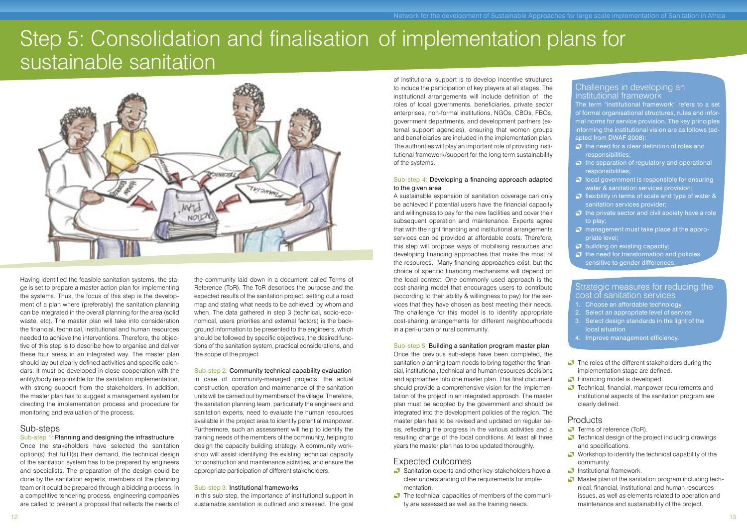# Step 5: Consolidation and finalisation of implementation plans for sustainable sanitation

Having identified the feasible sanitation systems, the stage is set to prepare a master action plan for implementing the systems. Thus, the focus of this step is the development of a plan where (preferably) the sanitation planning can be integrated in the overall planning for the area (solid waste, etc). The master plan will take into consideration the financial, technical, institutional and human resources needed to achieve the interventions. Therefore, the objective of this step is to describe how to organise and deliver these four areas in an integrated way. The master plan should lay out clearly defined activities and specific calendars. It must be developed in close cooperation with the entity/body responsible for the sanitation implementation, with strong support from the stakeholders. In addition, the master plan has to suggest a management system for directing the implementation process and procedure for monitoring and evaluation of the process.

## Sub-steps

### Sub-step 1: Planning and designing the infrastructure

Once the stakeholders have selected the sanitation option(s) that fulfil(s) their demand, the technical design of the sanitation system has to be prepared by engineers and specialists. The preparation of the design could be done by the sanitation experts, members of the planning team or it could be prepared through a bidding process. In a competitive tendering process, engineering companies are called to present a proposal that reflects the needs of the community laid down in a document called Terms of Reference (ToR). The ToR describes the purpose and the expected results of the sanitation project, setting out a road map and stating what needs to be achieved, by whom and when. The data gathered in step 3 (technical, socio-economical, users priorities and external factors) is the background information to be presented to the engineers, which should be followed by specific objectives, the desired functions of the sanitation system, practical considerations, and the scope of the project

### Sub-step 2: Community technical capability evaluation

In case of community-managed projects, the actual construction, operation and maintenance of the sanitation units will be carried out by members of the village. Therefore, the sanitation planning team, particularly the engineers and sanitation experts, need to evaluate the human resources available in the project area to identify potential manpower. Furthermore, such an assessment will help to identify the training needs of the members of the community, helping to design the capacity building strategy. A community workshop will assist identifying the existing technical capacity for construction and maintenance activities, and ensure the appropriate participation of different stakeholders.

### Sub-step 3: Institutional frameworks

In this sub-step, the importance of institutional support in sustainable sanitation is outlined and stressed. The goal of institutional support is to develop incentive structures to induce the participation of key players at all stages. The institutional arrangements will include definition of the roles of local governments, beneficiaries, private sector enterprises, non-formal institutions, NGOs, CBOs, FBOs, government departments, and development partners (external support agencies), ensuring that women groups and beneficiaries are included in the implementation plan. The authorities will play an important role of providing institutional framework/support for the long term sustainability of the systems.

### Sub-step 4: Developing a financing approach adapted to the given area

A sustainable expansion of sanitation coverage can only be achieved if potential users have the financial capacity and willingness to pay for the new facilities and cover their subsequent operation and maintenance. Experts agree that with the right financing and institutional arrangements services can be provided at affordable costs. Therefore, this step will propose ways of mobilising resources and developing financing approaches that make the most of the resources. Many financing approaches exist, but the choice of specific financing mechanisms will depend on the local context. One commonly used approach is the cost-sharing model that encourages users to contribute (according to their ability & willingness to pay) for the services that they have chosen as best meeting their needs. The challenge for this model is to identify appropriate cost-sharing arrangements for different neighbourhoods in a peri-urban or rural community.

### Sub-step 5: Building a sanitation program master plan

Once the previous sub-steps have been completed, the sanitation planning team needs to bring together the financial, institutional, technical and human resources decisions and approaches into one master plan. This final document should provide a comprehensive vision for the implementation of the project in an integrated approach. The master plan must be adopted by the government and should be integrated into the development policies of the region. The master plan has to be revised and updated on regular basis, reflecting the progress in the various activities and a resulting change of the local conditions. At least all three years the master plan has to be updated thoroughly.

## Expected outcomes

- Sanitation experts and other key-stakeholders have a clear understanding of the requirements for implementation.
- The technical capacities of members of the community are assessed as well as the training needs.
- The roles of the different stakeholders during the implementation stage are defined.
- Financing model is developed.
- Technical, financial, manpower requirements and institutional aspects of the sanitation program are clearly defined.

## Products

- Terms of reference (ToR).
- Technical design of the project including drawings and specifications.
- Workshop to identify the technical capability of the community.
- Institutional framework.
- Master plan of the sanitation program including technical, financial, institutional and human resources issues, as well as elements related to operation and maintenance and sustainability of the project.

## Challenges in developing an institutional framework

The term "institutional framework" refers to a set of formal organisational structures, rules and informal norms for service provision. The key principles informing the institutional vision are as follows (adapted from DWAF 2008):

- the need for a clear definition of roles and responsibilities;
- the separation of regulatory and operational responsibilities;
- local government is responsible for ensuring water & sanitation services provision;
- flexibility in terms of scale and type of water & sanitation services provider;
- the private sector and civil society have a role to play;
- management must take place at the appropriate level;
- building on existing capacity;
- the need for transformation and policies sensitive to gender differences.

## Strategic measures for reducing the cost of sanitation services

1. Choose an affordable technology
2. Select an appropriate level of service
3. Select design standards in the light of the local situation
4. Improve management efficiency.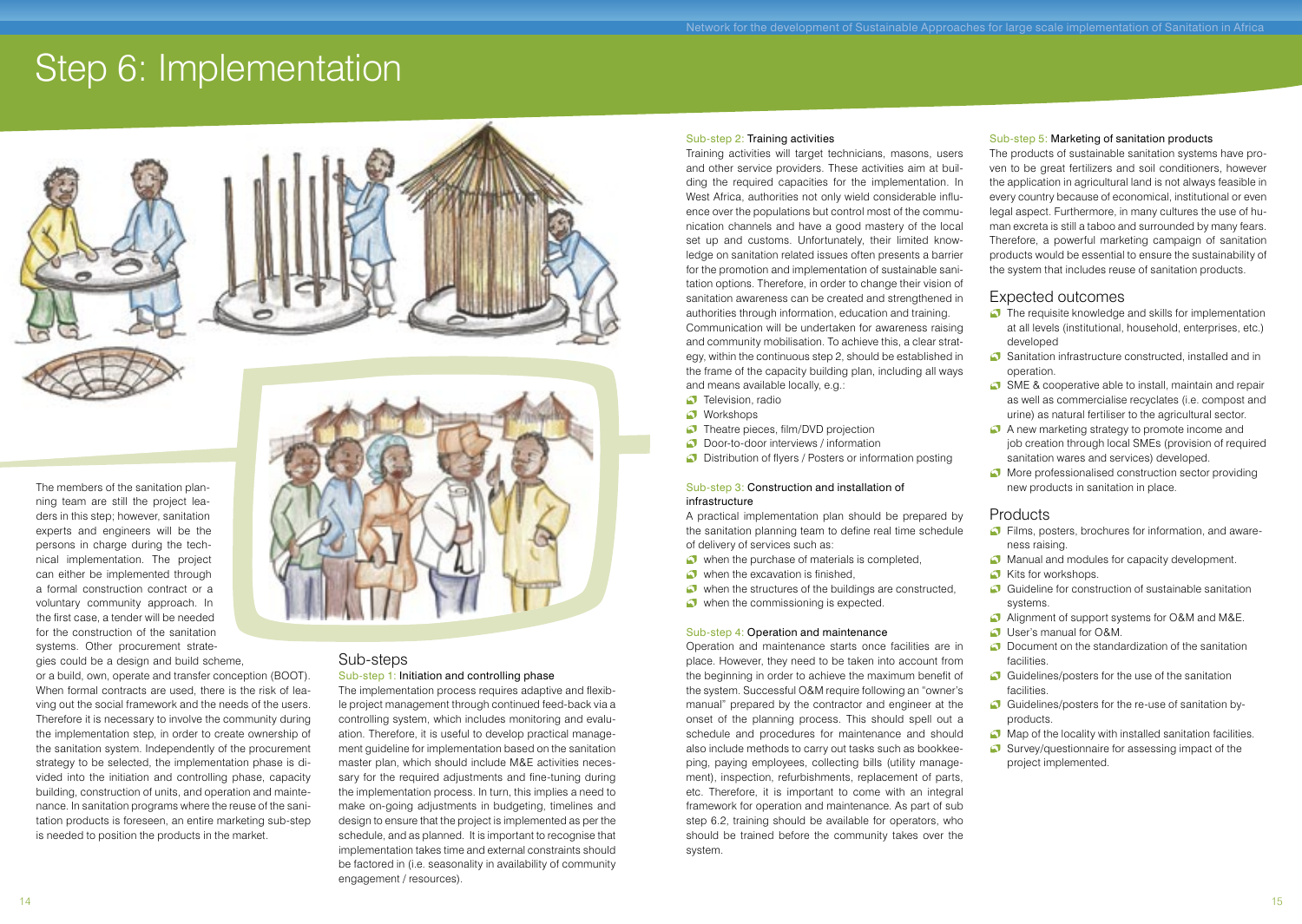# Step 6: Implementation

The members of the sanitation planning team are still the project leaders in this step; however, sanitation experts and engineers will be the persons in charge during the technical implementation. The project can either be implemented through a formal construction contract or a voluntary community approach. In the first case, a tender will be needed for the construction of the sanitation systems. Other procurement strategies could be a design and build scheme, or a build, own, operate and transfer conception (BOOT). When formal contracts are used, there is the risk of leaving out the social framework and the needs of the users. Therefore it is necessary to involve the community during the implementation step, in order to create ownership of the sanitation system. Independently of the procurement strategy to be selected, the implementation phase is divided into the initiation and controlling phase, capacity building, construction of units, and operation and maintenance. In sanitation programs where the reuse of the sanitation products is foreseen, an entire marketing sub-step is needed to position the products in the market.

## Sub-steps

### Sub-step 1: Initiation and controlling phase

The implementation process requires adaptive and flexible project management through continued feed-back via a controlling system, which includes monitoring and evaluation. Therefore, it is useful to develop practical management guideline for implementation based on the sanitation master plan, which should include M&E activities necessary for the required adjustments and fine-tuning during the implementation process. In turn, this implies a need to make on-going adjustments in budgeting, timelines and design to ensure that the project is implemented as per the schedule, and as planned. It is important to recognise that implementation takes time and external constraints should be factored in (i.e. seasonality in availability of community engagement / resources).

### Sub-step 2: Training activities

Training activities will target technicians, masons, users and other service providers. These activities aim at building the required capacities for the implementation. In West Africa, authorities not only wield considerable influence over the populations but control most of the communication channels and have a good mastery of the local set up and customs. Unfortunately, their limited knowledge on sanitation related issues often presents a barrier for the promotion and implementation of sustainable sanitation options. Therefore, in order to change their vision of sanitation awareness can be created and strengthened in authorities through information, education and training.

Communication will be undertaken for awareness raising and community mobilisation. To achieve this, a clear strategy, within the continuous step 2, should be established in the frame of the capacity building plan, including all ways and means available locally, e.g.:

- Television, radio
- Workshops
- Theatre pieces, film/DVD projection
- Door-to-door interviews / information
- Distribution of flyers / Posters or information posting

### Sub-step 3: Construction and installation of infrastructure

A practical implementation plan should be prepared by the sanitation planning team to define real time schedule of delivery of services such as:

- when the purchase of materials is completed,
- when the excavation is finished,
- when the structures of the buildings are constructed,
- when the commissioning is expected.

### Sub-step 4: Operation and maintenance

Operation and maintenance starts once facilities are in place. However, they need to be taken into account from the beginning in order to achieve the maximum benefit of the system. Successful O&M require following an "owner's manual" prepared by the contractor and engineer at the onset of the planning process. This should spell out a schedule and procedures for maintenance and should also include methods to carry out tasks such as bookkeeping, paying employees, collecting bills (utility management), inspection, refurbishments, replacement of parts, etc. Therefore, it is important to come with an integral framework for operation and maintenance. As part of sub step 6.2, training should be available for operators, who should be trained before the community takes over the system.

### Sub-step 5: Marketing of sanitation products

The products of sustainable sanitation systems have proven to be great fertilizers and soil conditioners, however the application in agricultural land is not always feasible in every country because of economical, institutional or even legal aspect. Furthermore, in many cultures the use of human excreta is still a taboo and surrounded by many fears. Therefore, a powerful marketing campaign of sanitation products would be essential to ensure the sustainability of the system that includes reuse of sanitation products.

## Expected outcomes

- The requisite knowledge and skills for implementation at all levels (institutional, household, enterprises, etc.) developed
- Sanitation infrastructure constructed, installed and in operation.
- SME & cooperative able to install, maintain and repair as well as commercialise recyclates (i.e. compost and urine) as natural fertiliser to the agricultural sector.
- A new marketing strategy to promote income and job creation through local SMEs (provision of required sanitation wares and services) developed.
- More professionalised construction sector providing new products in sanitation in place.

## Products

- Films, posters, brochures for information, and awareness raising.
- Manual and modules for capacity development.
- Kits for workshops.
- Guideline for construction of sustainable sanitation systems.
- Alignment of support systems for O&M and M&E.
- User's manual for O&M.
- Document on the standardization of the sanitation facilities.
- Guidelines/posters for the use of the sanitation facilities.
- Guidelines/posters for the re-use of sanitation by-products.
- Map of the locality with installed sanitation facilities.
- Survey/questionnaire for assessing impact of the project implemented.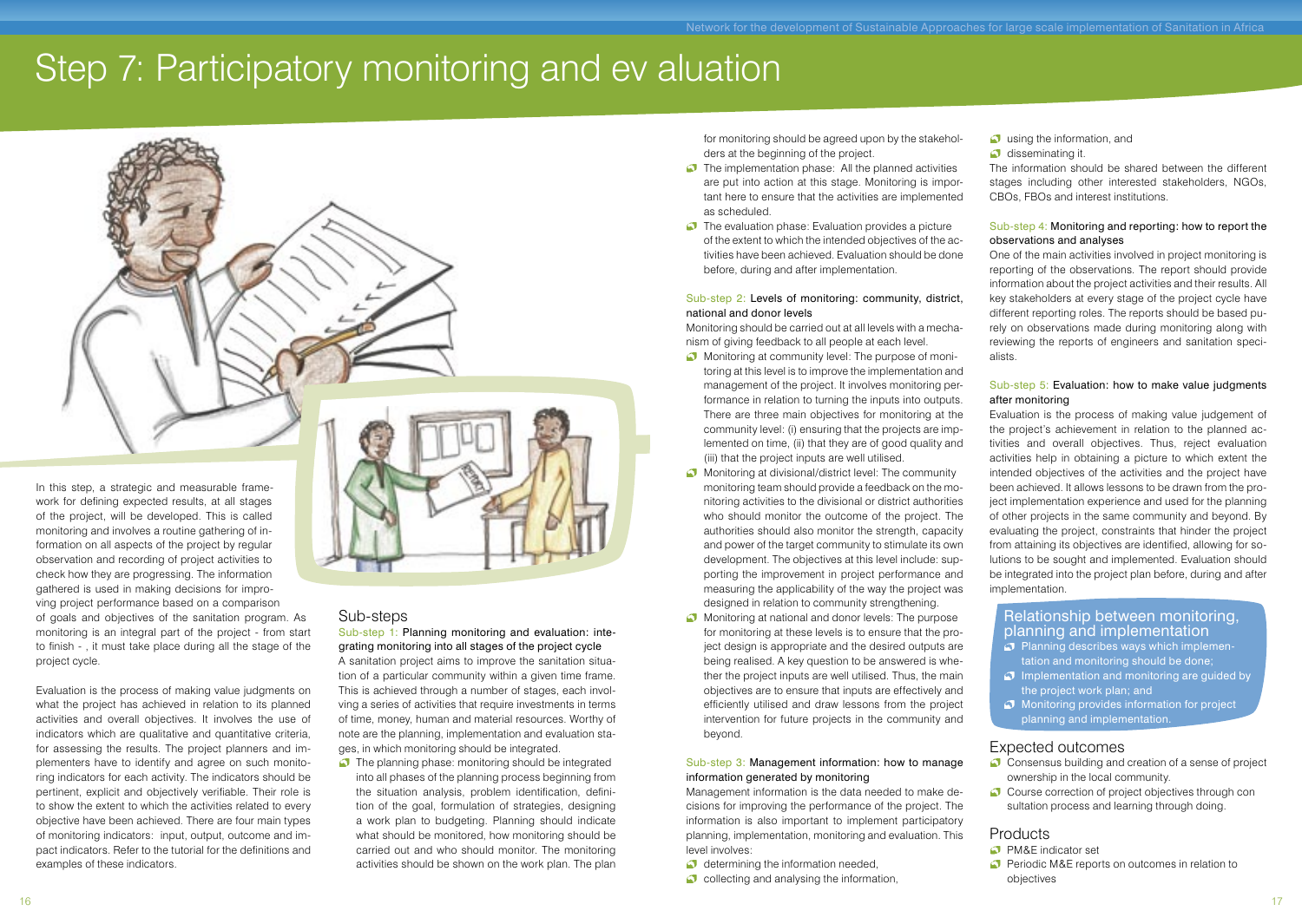# Step 7: Participatory monitoring and ev aluation

In this step, a strategic and measurable framework for defining expected results, at all stages of the project, will be developed. This is called monitoring and involves a routine gathering of information on all aspects of the project by regular observation and recording of project activities to check how they are progressing. The information gathered is used in making decisions for improving project performance based on a comparison of goals and objectives of the sanitation program. As monitoring is an integral part of the project - from start to finish - , it must take place during all the stage of the project cycle.

Evaluation is the process of making value judgments on what the project has achieved in relation to its planned activities and overall objectives. It involves the use of indicators which are qualitative and quantitative criteria, for assessing the results. The project planners and implementers have to identify and agree on such monitoring indicators for each activity. The indicators should be pertinent, explicit and objectively verifiable. Their role is to show the extent to which the activities related to every objective have been achieved. There are four main types of monitoring indicators: input, output, outcome and impact indicators. Refer to the tutorial for the definitions and examples of these indicators.

## Sub-steps

### Sub-step 1: Planning monitoring and evaluation: integrating monitoring into all stages of the project cycle

A sanitation project aims to improve the sanitation situation of a particular community within a given time frame. This is achieved through a number of stages, each involving a series of activities that require investments in terms of time, money, human and material resources. Worthy of note are the planning, implementation and evaluation stages, in which monitoring should be integrated.

- The planning phase: monitoring should be integrated into all phases of the planning process beginning from the situation analysis, problem identification, definition of the goal, formulation of strategies, designing a work plan to budgeting. Planning should indicate what should be monitored, how monitoring should be carried out and who should monitor. The monitoring activities should be shown on the work plan. The plan for monitoring should be agreed upon by the stakeholders at the beginning of the project.
- The implementation phase: All the planned activities are put into action at this stage. Monitoring is important here to ensure that the activities are implemented as scheduled.
- The evaluation phase: Evaluation provides a picture of the extent to which the intended objectives of the activities have been achieved. Evaluation should be done before, during and after implementation.

### Sub-step 2: Levels of monitoring: community, district, national and donor levels

Monitoring should be carried out at all levels with a mechanism of giving feedback to all people at each level.

- Monitoring at community level: The purpose of monitoring at this level is to improve the implementation and management of the project. It involves monitoring performance in relation to turning the inputs into outputs. There are three main objectives for monitoring at the community level: (i) ensuring that the projects are implemented on time, (ii) that they are of good quality and (iii) that the project inputs are well utilised.
- Monitoring at divisional/district level: The community monitoring team should provide a feedback on the monitoring activities to the divisional or district authorities who should monitor the outcome of the project. The authorities should also monitor the strength, capacity and power of the target community to stimulate its own development. The objectives at this level include: supporting the improvement in project performance and measuring the applicability of the way the project was designed in relation to community strengthening.
- Monitoring at national and donor levels: The purpose for monitoring at these levels is to ensure that the project design is appropriate and the desired outputs are being realised. A key question to be answered is whether the project inputs are well utilised. Thus, the main objectives are to ensure that inputs are effectively and efficiently utilised and draw lessons from the project intervention for future projects in the community and beyond.

### Sub-step 3: Management information: how to manage information generated by monitoring

Management information is the data needed to make decisions for improving the performance of the project. The information is also important to implement participatory planning, implementation, monitoring and evaluation. This level involves:

- determining the information needed,
- collecting and analysing the information,
- using the information, and
- disseminating it.

The information should be shared between the different stages including other interested stakeholders, NGOs, CBOs, FBOs and interest institutions.

### Sub-step 4: Monitoring and reporting: how to report the observations and analyses

One of the main activities involved in project monitoring is reporting of the observations. The report should provide information about the project activities and their results. All key stakeholders at every stage of the project cycle have different reporting roles. The reports should be based purely on observations made during monitoring along with reviewing the reports of engineers and sanitation specialists.

### Sub-step 5: Evaluation: how to make value judgments after monitoring

Evaluation is the process of making value judgement of the project's achievement in relation to the planned activities and overall objectives. Thus, reject evaluation activities help in obtaining a picture to which extent the intended objectives of the activities and the project have been achieved. It allows lessons to be drawn from the project implementation experience and used for the planning of other projects in the same community and beyond. By evaluating the project, constraints that hinder the project from attaining its objectives are identified, allowing for solutions to be sought and implemented. Evaluation should be integrated into the project plan before, during and after implementation.

## Relationship between monitoring, planning and implementation

- Planning describes ways which implementation and monitoring should be done;
- Implementation and monitoring are guided by the project work plan; and
- Monitoring provides information for project planning and implementation.

## Expected outcomes

- Consensus building and creation of a sense of project ownership in the local community.
- Course correction of project objectives through con sultation process and learning through doing.

## Products

- PM&E indicator set
- Periodic M&E reports on outcomes in relation to objectives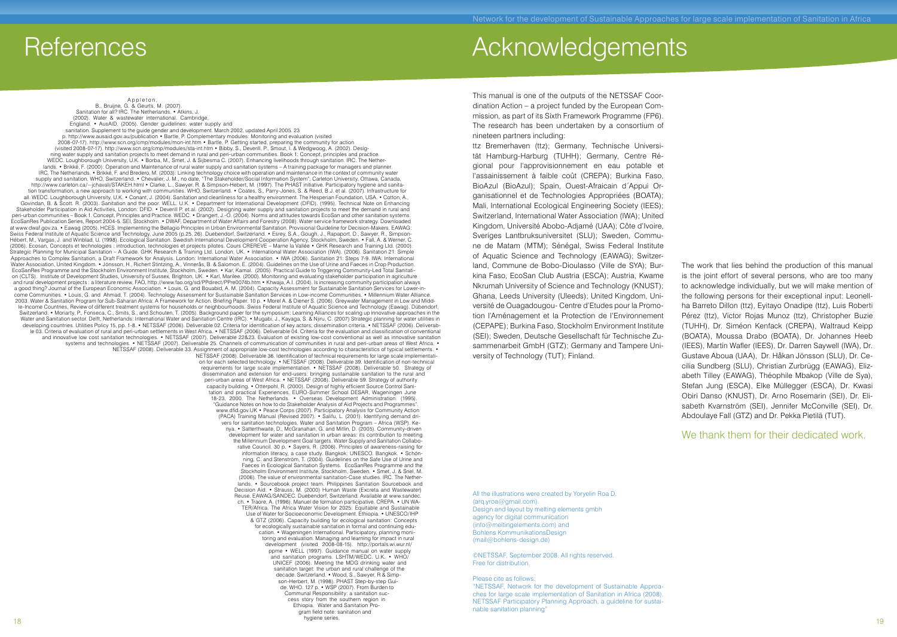# References

Appleton, B., Bruijne, G. & Geurts, M. (2007). Sanitation for all? IRC. The Netherlands. • Atkins, J. (2002). Water & wastewater international. Cambridge, England. • AusAID. (2005). Gender guidelines: water supply and sanitation. Supplement to the guide gender and development. March 2002, updated April 2005. 23 p. http://www.ausaid.gov.au/publication • Bartle, P. Complementary modules: Monitoring and evaluation (visited 2008-07-17). http://www.scn.org/cmp/modules/mon-int.htm • Bartle, P. Getting started, preparing the community for action (visited 2008-07-17). http://www.scn.org/cmp/modules/sta-int.htm • Bibby, S., Deverill, P., Smout, I. & Wedgwoog, A. (2002). Designing water supply and sanitation projects to meet demand in rural and peri-urban communities. Book 1: Concept, principles and practice. WEDC. Loughborough University, U.K. • Borba, M., Smet, J. & Sijbesma C. (2007). Enhancing livelihoods through sanitation. IRC. The Netherlands. • Brikké, F. (2000): Operation and Maintenance of rural water supply and sanitation systems – A training package for managers and planner. IRC, The Netherlands. • Brikké, F. and Bredero, M. (2003): Linking technology choice with operation and maintenance in the context of community water supply and sanitation. WHO, Switzerland. • Chevalier, J. M., no date, "The Stakeholder/Social Information System", Carleton University, Ottawa, Canada, http://www.carleton.ca/~jchavali/STAKEH.html • Clarke, L., Sawyer, R. & Simpson-Hebert, M. (1997). The PHAST initiative. Participatory hygiene and sanitation transformation, a new approach to working with communities. WHO. Switzerland. • Coates, S., Parry-Jones, S. & Reed, B.J. et al. (2007). Infrastructure for all. WEDC. Loughborough University, U.K. • Conant, J. (2004). Sanitation and cleanliness for a healthy environment. The Hesperian Foundation, USA. • Cotton, A., Govindan, B. & Scott. R. (2003). Sanitation and the poor. WELL. U.K. • Department for International Development (DFID). (1995). Technical Note on Enhancing Stakeholder Participation in Aid Activities, London: DFID. • Deverill P. et.al. (2002). Designing water supply and sanitation projects to meet the demand in rural and peri-urban communities – Book 1. Concept, Principles and Practice. WEDC. • Drangert, J.-O. (2004). Norms and attitudes towards EcoSan and other sanitation systems. EcoSanRes Publication Series, Report 2004-5. SEI, Stockholm. • DWAF, Department of Water Affairs and Forestry (2008). Water service framework strategy. Downloaded at www.dwaf.gov.za. • Eawag (2005). HCES. Implementing the Bellagio Principles in Urban Environmental Sanitation. Provisional Guideline for Decision-Makers. EAWAG: Swiss Federal Institute of Aquatic Science and Technology, June 2005 (p.25, 26). Duebendorf, Switzerland. • Esrey, S.A., Gough, J., Rapaport, D., Sawyer, R., Simpson-Hébert, M., Vargas, J. and Winblad, U. (1998). Ecological Sanitation. Swedish International Development Cooperation Agency, Stockholm, Sweden. • Fall, A. & Werner, C. (2006). Ecosan, Concepts et technologies : introduction, technologies et projets pilotes. Cours CREREVE – Marne la Vallée • GHK Research and Training Ltd. (2000). Strategic Planning for Municipal Sanitation – A Guide. GHK Research & Training Ltd. London, UK. • International Water Association (IWA). (2006). Sanitation 21: Simple Approaches to Complex Sanitation, a Draft Framework for Analysis. London: International Water Association. • IWA (2006). Sanitation 21: Steps 7-9. IWA: International Water Association, United Kingdom. • Jönsson, H., Richert Stintzing, A., Vinnerås, B. & Salomon, E. (2004). Guidelines on the Use of Urine and Faeces in Crop Production. EcoSanRes Programme and the Stockholm Environment Institute, Stockholm, Sweden. • Kar, Kamal. (2005). Practical Guide to Triggering Community-Led Total Sanitation (CLTS). Institute of Development Studies, University of Sussex, Brighton, UK. • Karl, Marilee. (2000). Monitoring and evaluating stakeholder participation in agriculture and rural development projects : a literature review, FAO, http://www.fao.org/sd/PPdirect/PPre0074b.htm • Khwaja, A.I. (2004). Is increasing community participation always a good thing? Journal of the European Economic Association. • Louis, G. and Bouabid, A. M. (2004). Capacity Assessment for Sustainable Sanitation Services for Lower-income Communities. • Louis, G. and Ahmad, T. (2004). Technology Assessment for Sustainable Sanitation Services in Low-income Communities. • Millennium Water Alliance. 2003. Water & Sanitation Program for Sub-Saharan Africa: A Framework for Action. Briefing Paper. 10 p. • Morel A. & Diener S. (2006). Greywater Management in Low and Middle-Income Countries, Review of different treatment systems for households or neighbourhoods. Swiss Federal Institute of Aquatic Science and Technology (Eawag). Dübendorf, Switzerland. • Moriarty, P., Fonseca, C., Smits, S., and Schouten, T. (2005). Background paper for the symposium: Learning Alliances for scaling up innovative approaches in the Water and Sanitation sector. Delft, Netherlands: International Water and Sanitation Centre (IRC). • Mugabi, J., Kayaga, S. & Njiru, C. (2007) Strategic planning for water utilities in developing countries. Utilities Policy 15, pp. 1-8. • NETSSAF (2006). Deliverable 02. Criteria for identification of key actors; dissemination criteria. • NETSSAF (2006). Deliverable 03. Criteria of evaluation of rural and peri-urban settlements in West Africa. • NETSSAF (2006). Deliverable 04. Criteria for the evaluation and classification of conventional and innovative low cost sanitation technologies. • NETSSAF (2007). Deliverable 22&23. Evaluation of existing low-cost conventional as well as innovative sanitation systems and technologies. • NETSSAF (2007). Deliverable 25. Channels of communication of communities in rural and peri-urban areas of West Africa. • NETSSAF (2008). Deliverable 33. Assignment of appropriate low-cost technologies according to characteristics of typical settlements. • NETSSAF (2008). Deliverable 36. Identification of technical requirements for large scale implementation for each selected technology. • NETSSAF (2008). Deliverable 39. Identification of non-technical requirements for large scale implementation. • NETSSAF (2008). Deliverable 50. Strategy of dissemination and extension for end-users: bringing sustainable sanitation to the rural and peri-urban areas of West Africa. • NETSSAF (2008). Deliverable 59. Strategy of authority capacity building. • Otterpohl, R. (2000). Design of highly efficient Source Control Sanitation and practical Experiences. EURO-Summer School DESAR, Wageningen June 18-23, 2000. The Netherlands. • Overseas Development Administration. (1995). "Guidance Notes on how to do Stakeholder Analysis of Aid Projects and Programmes". www.dfid.gov.UK • Peace Corps (2007). Participatory Analysis for Community Action (PACA) Training Manual (Revised 2007). • Salifu, L. (2001). Identifying demand drivers for sanitation technologies. Water and Sanitation Program – Africa (WSP). Kenya. • Satterthwaite, D., McGranahan, G. and Mitlin, D. (2005). Community-driven development for water and sanitation in urban areas: its contribution to meeting the Millennium Development Goal targets. Water Supply and Sanitation Collaborative Council. 30 p. • Sayers, R. (2006). Principles of awareness-raising for information literacy, a case study. Bangkok: UNESCO. Bangkok. • Schönning, C. and Stenström, T. (2004). Guidelines on the Safe Use of Urine and Faeces in Ecological Sanitation Systems. EcoSanRes Programme and the Stockholm Environment Institute, Stockholm, Sweden. • Smet, J. & Snel, M. (2006). The value of environmental sanitation-Case studies. IRC. The Netherlands. • Sourcebook project team. Philippines Sanitation Sourcebook and Decision Aid. • Strauss, M. (2000) Human Waste (Excreta and Wastewater) Reuse. EAWAG/SANDEC. Duebendorf, Switzerland. Available at www.sandec.ch. • Traore, A. (1996). Manuel de formation participative. CREPA. • UN WATER/Africa. The Africa Water Vision for 2025: Equitable and Sustainable Use of Water for Socioeconomic Development. Ethiopia. • UNESCO/IHP & GTZ (2006). Capacity building for ecological sanitation: Concepts for ecologically sustainable sanitation in formal and continuing education. • Wageningen International. Participatory, planning monitoring and evaluation. Managing and learning for impact in rural development (visited 2008-08-15). http://portals.wi.wur.nl/ppme • WELL (1997). Guidance manual on water supply and sanitation programs. LSHTM/WEDC. U.K. • WHO/UNICEF (2006). Meeting the MDG drinking water and sanitation target: the urban and rural challenge of the decade. Switzerland. • Wood, S., Sawyer, R & Simpson-Herbert, M. (1998). PHAST Step-by-step Guide. WHO. 127 p. • WSP (2007). From Burden to Communal Responsibility: a sanitation success story from the southern region in Ethiopia. Water and Sanitation Program field note: sanitation and hygiene series.

# Acknowledgements

This manual is one of the outputs of the NETSSAF Coordination Action – a project funded by the European Commission, as part of its Sixth Framework Programme (FP6). The research has been undertaken by a consortium of nineteen partners including:

ttz Bremerhaven (ttz); Germany, Technische Universität Hamburg-Harburg (TUHH); Germany, Centre Régional pour l'approvisionnement en eau potable et l'assainissement à faible coût (CREPA); Burkina Faso, BioAzul (BioAzul); Spain, Ouest-Afraicain d´Appui Organisationnel et de Technologies Appropriées (BOATA); Mali, International Ecological Engineering Society (IEES); Switzerland, International Water Association (IWA); United Kingdom, Université Abobo-Adjamé (UAA); Côte d'Ivoire, Sveriges Lantbruksuniversitet (SLU); Sweden, Commune de Matam (MTM); Sénégal, Swiss Federal Institute of Aquatic Science and Technology (EAWAG); Switzerland, Commune de Bobo-Dioulasso (Ville de SYA); Burkina Faso, EcoSan Club Austria (ESCA); Austria, Kwame Nkrumah University of Science and Technology (KNUST); Ghana, Leeds University (Uleeds); United Kingdom, Université de Ouagadougou- Centre d'Etudes pour la Promotion l'Aménagement et la Protection de l'Environnement (CEPAPE); Burkina Faso, Stockholm Environment Institute (SEI); Sweden, Deutsche Gesellschaft für Technische Zusammenarbeit GmbH (GTZ); Germany and Tampere University of Technology (TUT); Finland.

The work that lies behind the production of this manual is the joint effort of several persons, who are too many to acknowledge individually, but we will make mention of the following persons for their exceptional input: Leonellha Barreto Dillon (ttz), Eyitayo Onadipe (ttz), Luis Roberti Pérez (ttz), Víctor Rojas Munoz (ttz), Christopher Buzie (TUHH), Dr. Siméon Kenfack (CREPA), Waltraud Keipp (BOATA), Moussa Drabo (BOATA), Dr. Johannes Heeb (IEES), Martin Wafler (IEES), Dr. Darren Saywell (IWA), Dr. Gustave Aboua (UAA), Dr. Håkan Jönsson (SLU), Dr. Cecilia Sundberg (SLU), Christian Zurbrügg (EAWAG), Elizabeth Tilley (EAWAG), Théophile Mbakop (Ville de Sya), Stefan Jung (ESCA), Elke Müllegger (ESCA), Dr. Kwasi Obiri Danso (KNUST), Dr. Arno Rosemarin (SEI), Dr. Elisabeth Kvarnström (SEI), Jennifer McConville (SEI), Dr. Abdoulaye Fall (GTZ) and Dr. Pekka Pietilä (TUT).

We thank them for their dedicated work.

All the illustrations were created by Yoryelin Roa D. (arq.yroa@gmail.com).
Design and layout by melting elements gmbh agency for digital communication (info@meltingelements.com) and Bohlens KommunikationsDesign (mail@bohlens-design.de)

©NETSSAF, September 2008. All rights reserved.
Free for distribution.

Please cite as follows:
"NETSSAF, Network for the development of Sustainable Approaches for large scale implementation of Sanitation in Africa (2008). NETSSAF Participatory Planning Approach, a guideline for sustainable sanitation planning"